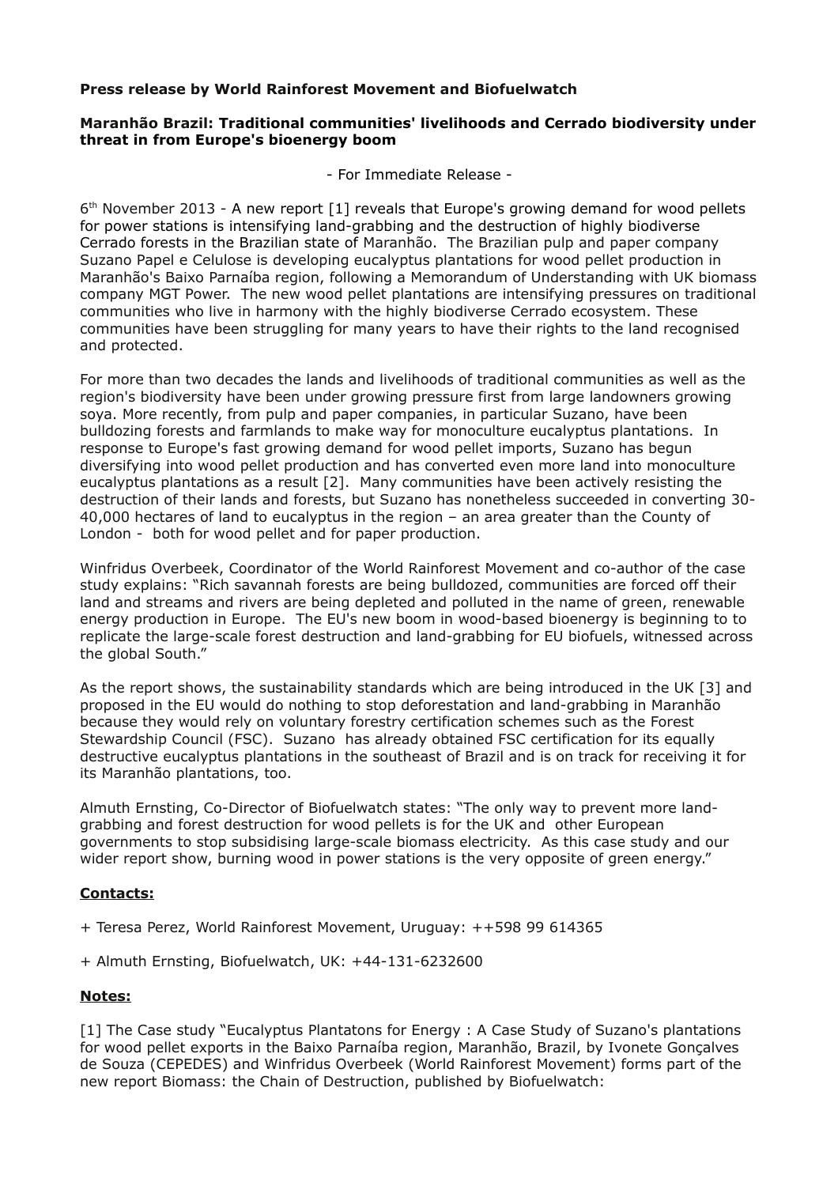**Press release by World Rainforest Movement and Biofuelwatch**

**Maranhão Brazil: Traditional communities' livelihoods and Cerrado biodiversity under threat in from Europe's bioenergy boom**

- For Immediate Release -

6[th] November 2013 - A new report [1] reveals that Europe's growing demand for wood pellets for power stations is intensifying land-grabbing and the destruction of highly biodiverse Cerrado forests in the Brazilian state of Maranhão. The Brazilian pulp and paper company Suzano Papel e Celulose is developing eucalyptus plantations for wood pellet production in Maranhão's Baixo Parnaíba region, following a Memorandum of Understanding with UK biomass company MGT Power. The new wood pellet plantations are intensifying pressures on traditional communities who live in harmony with the highly biodiverse Cerrado ecosystem. These communities have been struggling for many years to have their rights to the land recognised and protected.

For more than two decades the lands and livelihoods of traditional communities as well as the region's biodiversity have been under growing pressure first from large landowners growing soya. More recently, from pulp and paper companies, in particular Suzano, have been bulldozing forests and farmlands to make way for monoculture eucalyptus plantations. In response to Europe's fast growing demand for wood pellet imports, Suzano has begun diversifying into wood pellet production and has converted even more land into monoculture eucalyptus plantations as a result [2]. Many communities have been actively resisting the destruction of their lands and forests, but Suzano has nonetheless succeeded in converting 30-40,000 hectares of land to eucalyptus in the region – an area greater than the County of London - both for wood pellet and for paper production.

Winfridus Overbeek, Coordinator of the World Rainforest Movement and co-author of the case study explains: "Rich savannah forests are being bulldozed, communities are forced off their land and streams and rivers are being depleted and polluted in the name of green, renewable energy production in Europe. The EU's new boom in wood-based bioenergy is beginning to to replicate the large-scale forest destruction and land-grabbing for EU biofuels, witnessed across the global South."

As the report shows, the sustainability standards which are being introduced in the UK [3] and proposed in the EU would do nothing to stop deforestation and land-grabbing in Maranhão because they would rely on voluntary forestry certification schemes such as the Forest Stewardship Council (FSC). Suzano has already obtained FSC certification for its equally destructive eucalyptus plantations in the southeast of Brazil and is on track for receiving it for its Maranhão plantations, too.

Almuth Ernsting, Co-Director of Biofuelwatch states: "The only way to prevent more land-grabbing and forest destruction for wood pellets is for the UK and other European governments to stop subsidising large-scale biomass electricity. As this case study and our wider report show, burning wood in power stations is the very opposite of green energy."

**Contacts:**

+ Teresa Perez, World Rainforest Movement, Uruguay: ++598 99 614365

+ Almuth Ernsting, Biofuelwatch, UK: +44-131-6232600

**Notes:**

[1] The Case study "Eucalyptus Plantatons for Energy : A Case Study of Suzano's plantations for wood pellet exports in the Baixo Parnaíba region, Maranhão, Brazil, by Ivonete Gonçalves de Souza (CEPEDES) and Winfridus Overbeek (World Rainforest Movement) forms part of the new report Biomass: the Chain of Destruction, published by Biofuelwatch: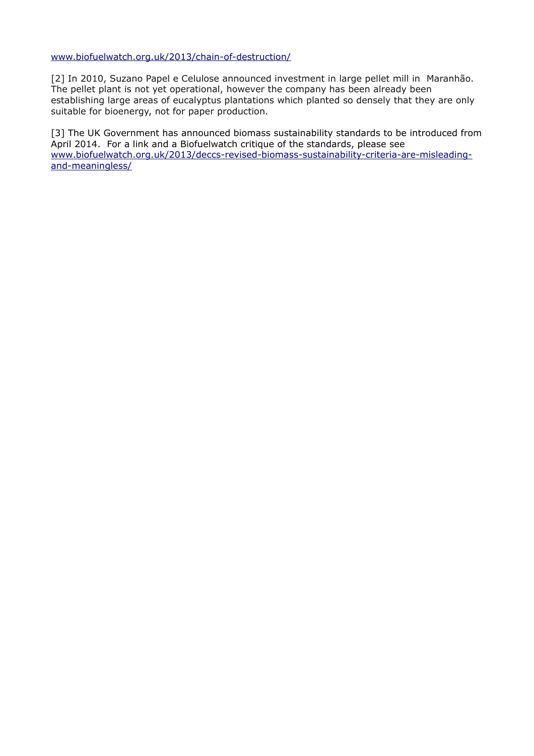www.biofuelwatch.org.uk/2013/chain-of-destruction/

[2] In 2010, Suzano Papel e Celulose announced investment in large pellet mill in Maranhão. The pellet plant is not yet operational, however the company has been already been establishing large areas of eucalyptus plantations which planted so densely that they are only suitable for bioenergy, not for paper production.

[3] The UK Government has announced biomass sustainability standards to be introduced from April 2014. For a link and a Biofuelwatch critique of the standards, please see www.biofuelwatch.org.uk/2013/deccs-revised-biomass-sustainability-criteria-are-misleading-and-meaningless/